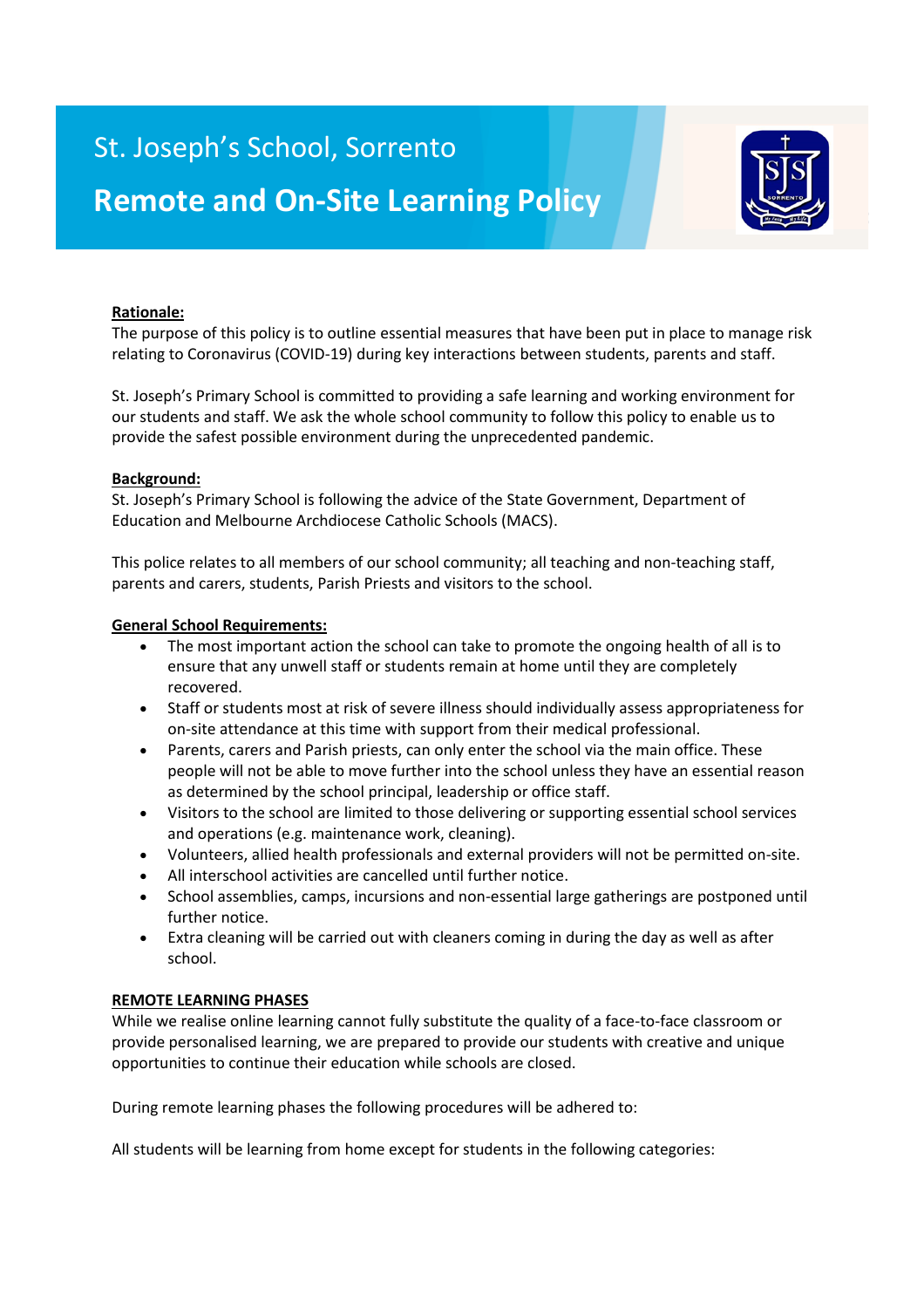St. Joseph's School, Sorrento

# Remote and On-Site Learning Policy

**Rationale:**

The purpose of this policy is to outline essential measures that have been put in place to manage risk relating to Coronavirus (COVID-19) during key interactions between students, parents and staff.

St. Joseph's Primary School is committed to providing a safe learning and working environment for our students and staff. We ask the whole school community to follow this policy to enable us to provide the safest possible environment during the unprecedented pandemic.

**Background:**

St. Joseph's Primary School is following the advice of the State Government, Department of Education and Melbourne Archdiocese Catholic Schools (MACS).

This police relates to all members of our school community; all teaching and non-teaching staff, parents and carers, students, Parish Priests and visitors to the school.

**General School Requirements:**

- The most important action the school can take to promote the ongoing health of all is to ensure that any unwell staff or students remain at home until they are completely recovered.
- Staff or students most at risk of severe illness should individually assess appropriateness for on-site attendance at this time with support from their medical professional.
- Parents, carers and Parish priests, can only enter the school via the main office. These people will not be able to move further into the school unless they have an essential reason as determined by the school principal, leadership or office staff.
- Visitors to the school are limited to those delivering or supporting essential school services and operations (e.g. maintenance work, cleaning).
- Volunteers, allied health professionals and external providers will not be permitted on-site.
- All interschool activities are cancelled until further notice.
- School assemblies, camps, incursions and non-essential large gatherings are postponed until further notice.
- Extra cleaning will be carried out with cleaners coming in during the day as well as after school.

**REMOTE LEARNING PHASES**

While we realise online learning cannot fully substitute the quality of a face-to-face classroom or provide personalised learning, we are prepared to provide our students with creative and unique opportunities to continue their education while schools are closed.

During remote learning phases the following procedures will be adhered to:

All students will be learning from home except for students in the following categories: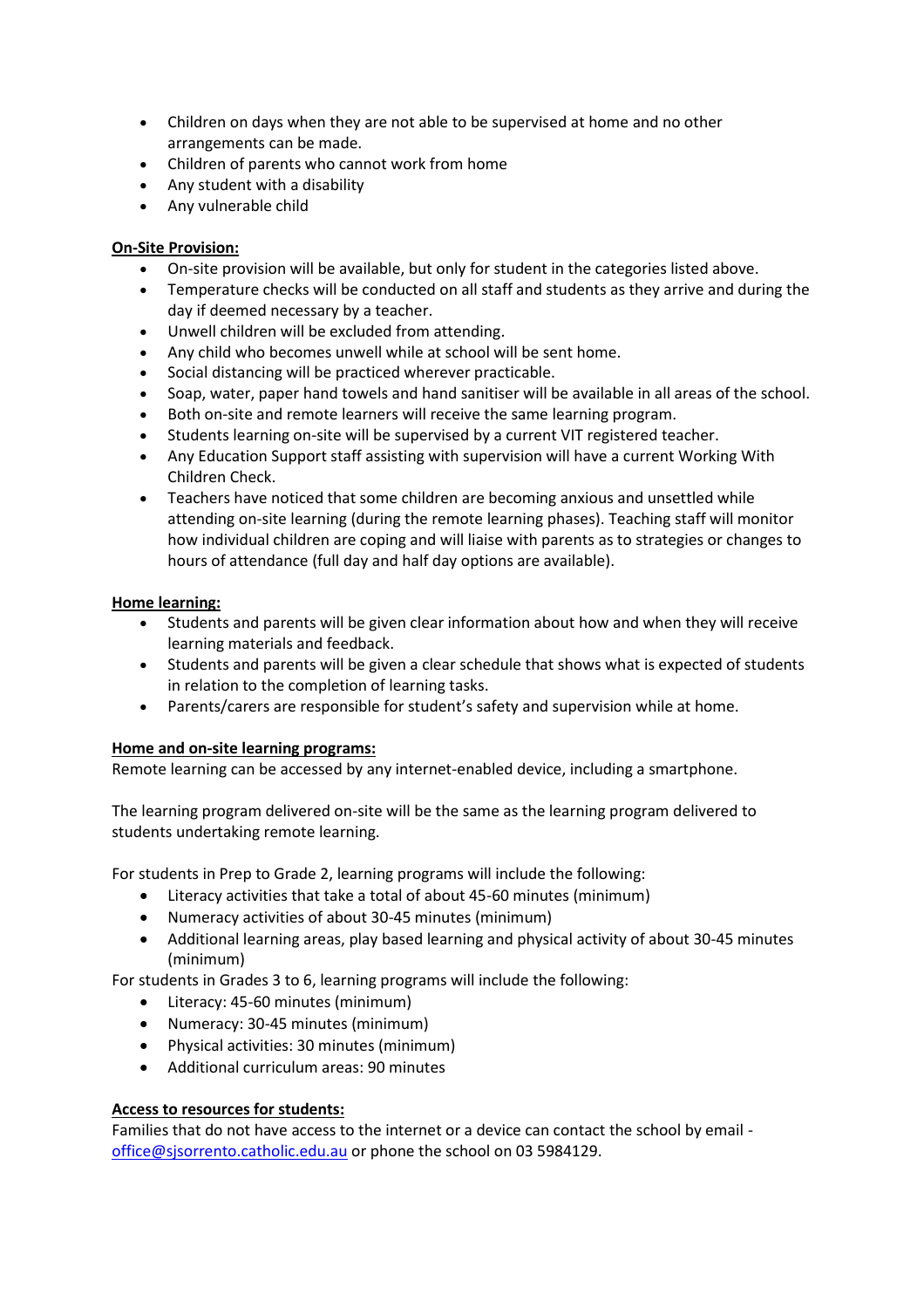- Children on days when they are not able to be supervised at home and no other arrangements can be made.
- Children of parents who cannot work from home
- Any student with a disability
- Any vulnerable child

**On-Site Provision:**

- On-site provision will be available, but only for student in the categories listed above.
- Temperature checks will be conducted on all staff and students as they arrive and during the day if deemed necessary by a teacher.
- Unwell children will be excluded from attending.
- Any child who becomes unwell while at school will be sent home.
- Social distancing will be practiced wherever practicable.
- Soap, water, paper hand towels and hand sanitiser will be available in all areas of the school.
- Both on-site and remote learners will receive the same learning program.
- Students learning on-site will be supervised by a current VIT registered teacher.
- Any Education Support staff assisting with supervision will have a current Working With Children Check.
- Teachers have noticed that some children are becoming anxious and unsettled while attending on-site learning (during the remote learning phases). Teaching staff will monitor how individual children are coping and will liaise with parents as to strategies or changes to hours of attendance (full day and half day options are available).

**Home learning:**

- Students and parents will be given clear information about how and when they will receive learning materials and feedback.
- Students and parents will be given a clear schedule that shows what is expected of students in relation to the completion of learning tasks.
- Parents/carers are responsible for student's safety and supervision while at home.

**Home and on-site learning programs:**

Remote learning can be accessed by any internet-enabled device, including a smartphone.

The learning program delivered on-site will be the same as the learning program delivered to students undertaking remote learning.

For students in Prep to Grade 2, learning programs will include the following:

- Literacy activities that take a total of about 45-60 minutes (minimum)
- Numeracy activities of about 30-45 minutes (minimum)
- Additional learning areas, play based learning and physical activity of about 30-45 minutes (minimum)

For students in Grades 3 to 6, learning programs will include the following:

- Literacy: 45-60 minutes (minimum)
- Numeracy: 30-45 minutes (minimum)
- Physical activities: 30 minutes (minimum)
- Additional curriculum areas: 90 minutes

**Access to resources for students:**

Families that do not have access to the internet or a device can contact the school by email - office@sjsorrento.catholic.edu.au or phone the school on 03 5984129.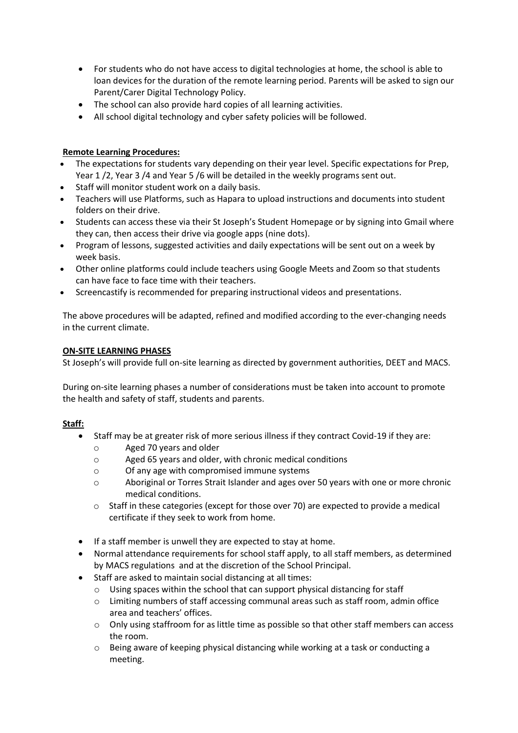- For students who do not have access to digital technologies at home, the school is able to loan devices for the duration of the remote learning period. Parents will be asked to sign our Parent/Carer Digital Technology Policy.
- The school can also provide hard copies of all learning activities.
- All school digital technology and cyber safety policies will be followed.

**Remote Learning Procedures:**

- The expectations for students vary depending on their year level. Specific expectations for Prep, Year 1 /2, Year 3 /4 and Year 5 /6 will be detailed in the weekly programs sent out.
- Staff will monitor student work on a daily basis.
- Teachers will use Platforms, such as Hapara to upload instructions and documents into student folders on their drive.
- Students can access these via their St Joseph's Student Homepage or by signing into Gmail where they can, then access their drive via google apps (nine dots).
- Program of lessons, suggested activities and daily expectations will be sent out on a week by week basis.
- Other online platforms could include teachers using Google Meets and Zoom so that students can have face to face time with their teachers.
- Screencastify is recommended for preparing instructional videos and presentations.

The above procedures will be adapted, refined and modified according to the ever-changing needs in the current climate.

**ON-SITE LEARNING PHASES**

St Joseph's will provide full on-site learning as directed by government authorities, DEET and MACS.

During on-site learning phases a number of considerations must be taken into account to promote the health and safety of staff, students and parents.

**Staff:**

- Staff may be at greater risk of more serious illness if they contract Covid-19 if they are:
  - Aged 70 years and older
  - Aged 65 years and older, with chronic medical conditions
  - Of any age with compromised immune systems
  - Aboriginal or Torres Strait Islander and ages over 50 years with one or more chronic medical conditions.
  - Staff in these categories (except for those over 70) are expected to provide a medical certificate if they seek to work from home.
- If a staff member is unwell they are expected to stay at home.
- Normal attendance requirements for school staff apply, to all staff members, as determined by MACS regulations and at the discretion of the School Principal.
- Staff are asked to maintain social distancing at all times:
  - Using spaces within the school that can support physical distancing for staff
  - Limiting numbers of staff accessing communal areas such as staff room, admin office area and teachers' offices.
  - Only using staffroom for as little time as possible so that other staff members can access the room.
  - Being aware of keeping physical distancing while working at a task or conducting a meeting.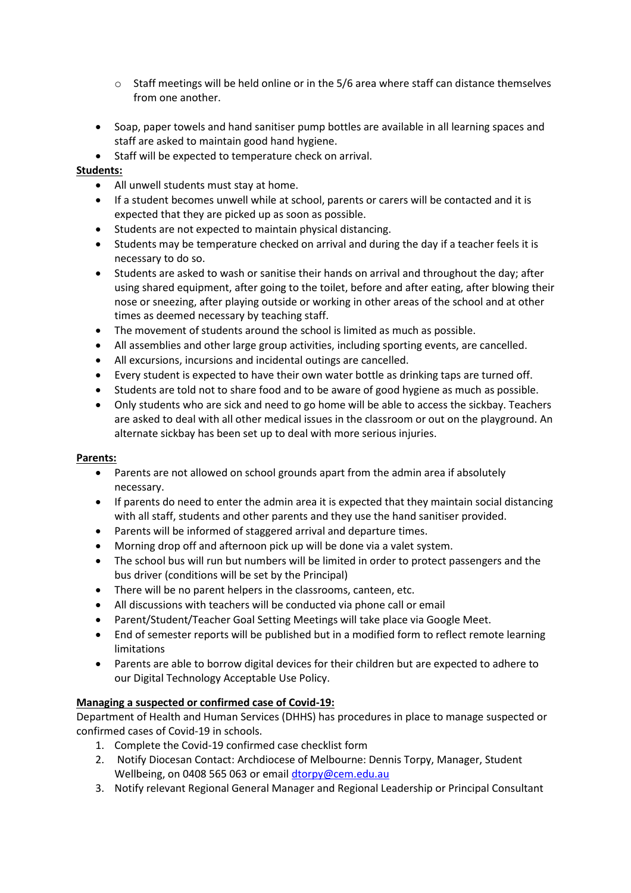- Staff meetings will be held online or in the 5/6 area where staff can distance themselves from one another.

- Soap, paper towels and hand sanitiser pump bottles are available in all learning spaces and staff are asked to maintain good hand hygiene.
- Staff will be expected to temperature check on arrival.

**<u>Students:</u>**

- All unwell students must stay at home.
- If a student becomes unwell while at school, parents or carers will be contacted and it is expected that they are picked up as soon as possible.
- Students are not expected to maintain physical distancing.
- Students may be temperature checked on arrival and during the day if a teacher feels it is necessary to do so.
- Students are asked to wash or sanitise their hands on arrival and throughout the day; after using shared equipment, after going to the toilet, before and after eating, after blowing their nose or sneezing, after playing outside or working in other areas of the school and at other times as deemed necessary by teaching staff.
- The movement of students around the school is limited as much as possible.
- All assemblies and other large group activities, including sporting events, are cancelled.
- All excursions, incursions and incidental outings are cancelled.
- Every student is expected to have their own water bottle as drinking taps are turned off.
- Students are told not to share food and to be aware of good hygiene as much as possible.
- Only students who are sick and need to go home will be able to access the sickbay. Teachers are asked to deal with all other medical issues in the classroom or out on the playground. An alternate sickbay has been set up to deal with more serious injuries.

**<u>Parents:</u>**

- Parents are not allowed on school grounds apart from the admin area if absolutely necessary.
- If parents do need to enter the admin area it is expected that they maintain social distancing with all staff, students and other parents and they use the hand sanitiser provided.
- Parents will be informed of staggered arrival and departure times.
- Morning drop off and afternoon pick up will be done via a valet system.
- The school bus will run but numbers will be limited in order to protect passengers and the bus driver (conditions will be set by the Principal)
- There will be no parent helpers in the classrooms, canteen, etc.
- All discussions with teachers will be conducted via phone call or email
- Parent/Student/Teacher Goal Setting Meetings will take place via Google Meet.
- End of semester reports will be published but in a modified form to reflect remote learning limitations
- Parents are able to borrow digital devices for their children but are expected to adhere to our Digital Technology Acceptable Use Policy.

**<u>Managing a suspected or confirmed case of Covid-19:</u>**

Department of Health and Human Services (DHHS) has procedures in place to manage suspected or confirmed cases of Covid-19 in schools.

1. Complete the Covid-19 confirmed case checklist form
2. Notify Diocesan Contact: Archdiocese of Melbourne: Dennis Torpy, Manager, Student Wellbeing, on 0408 565 063 or email [dtorpy@cem.edu.au](mailto:dtorpy@cem.edu.au)
3. Notify relevant Regional General Manager and Regional Leadership or Principal Consultant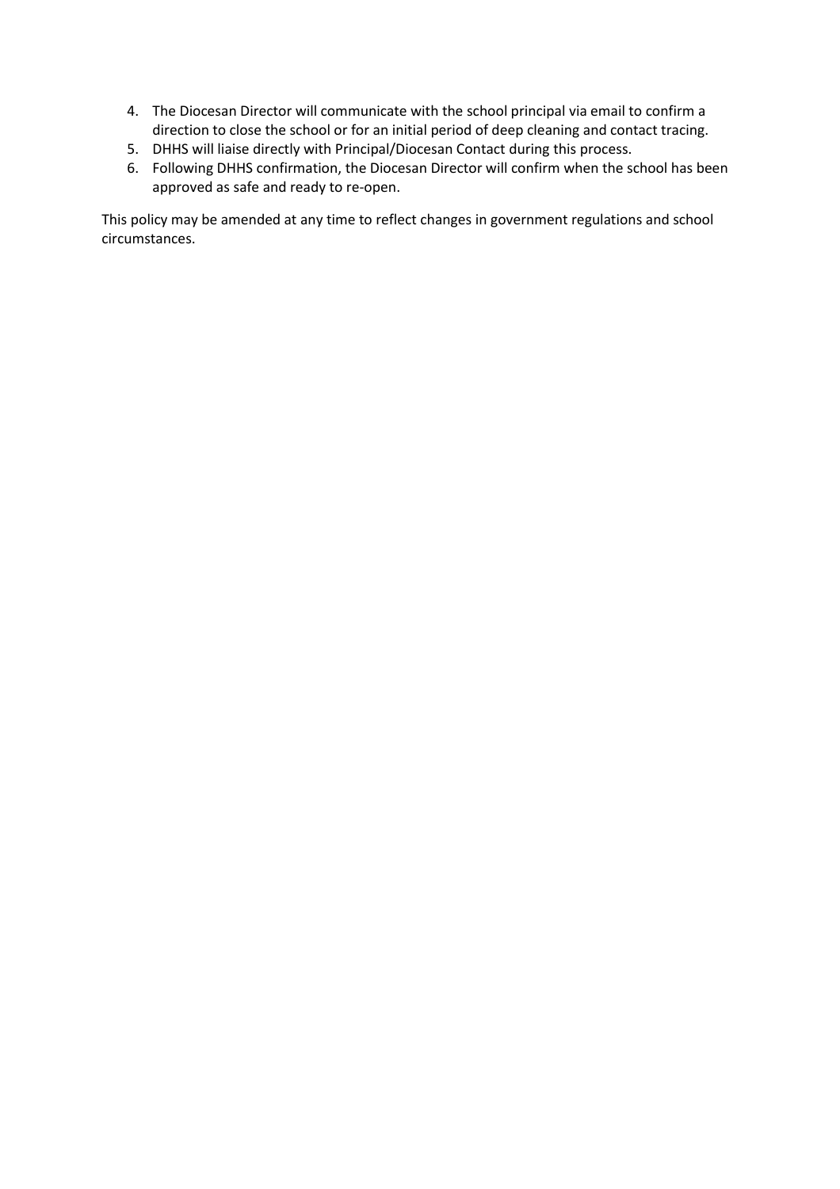4. The Diocesan Director will communicate with the school principal via email to confirm a direction to close the school or for an initial period of deep cleaning and contact tracing.
5. DHHS will liaise directly with Principal/Diocesan Contact during this process.
6. Following DHHS confirmation, the Diocesan Director will confirm when the school has been approved as safe and ready to re-open.

This policy may be amended at any time to reflect changes in government regulations and school circumstances.